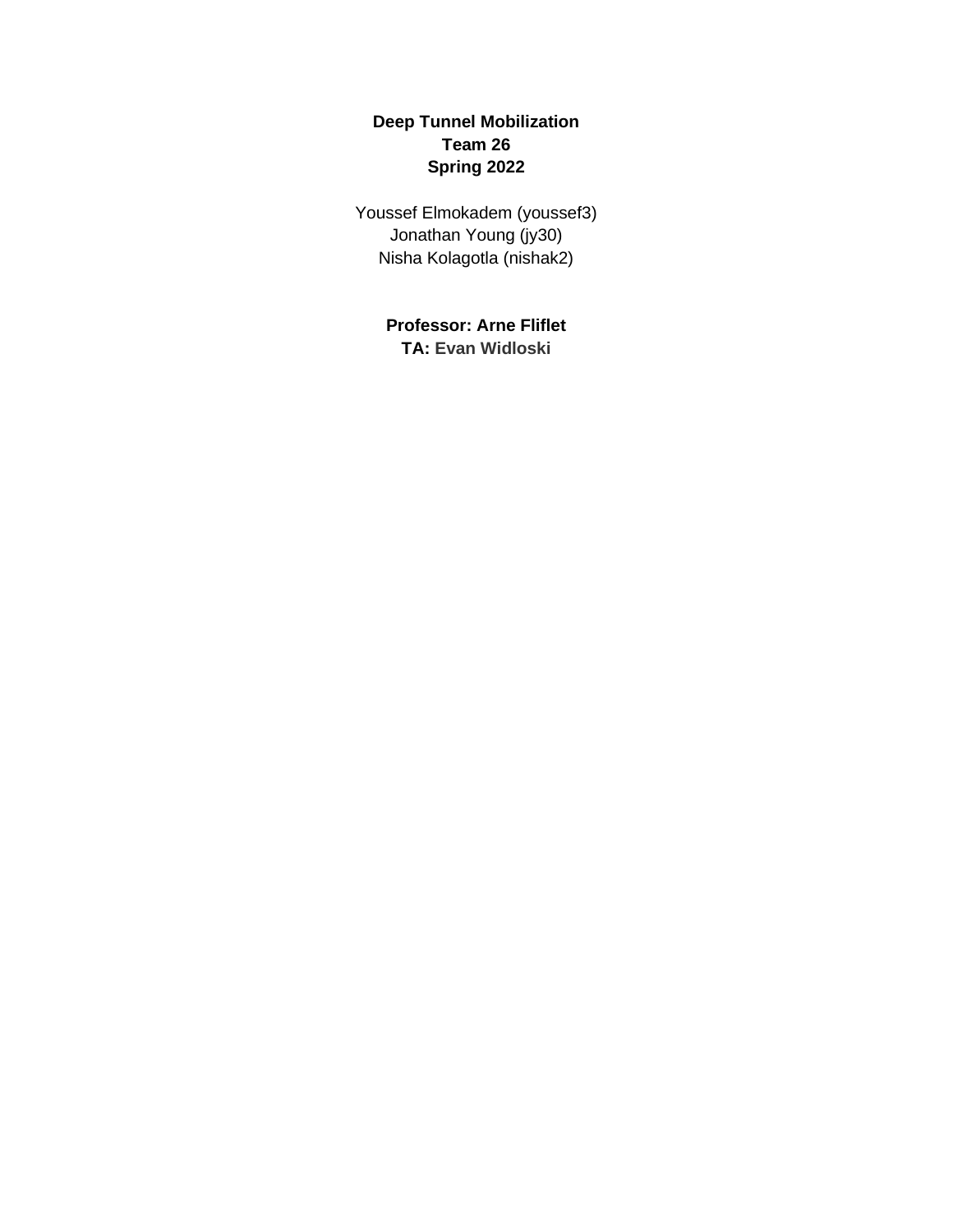**Deep Tunnel Mobilization**
**Team 26**
**Spring 2022**

Youssef Elmokadem (youssef3)
Jonathan Young (jy30)
Nisha Kolagotla (nishak2)

**Professor: Arne Fliflet**
**TA: Evan Widloski**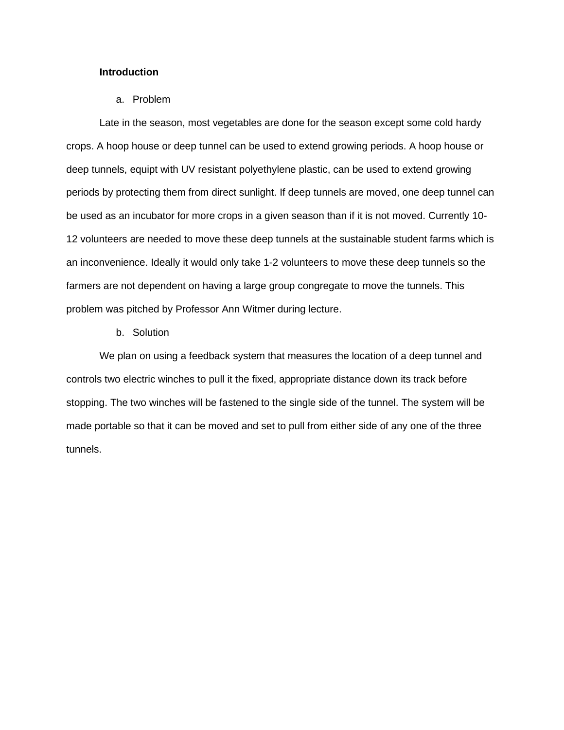## Introduction

a. Problem

Late in the season, most vegetables are done for the season except some cold hardy crops. A hoop house or deep tunnel can be used to extend growing periods. A hoop house or deep tunnels, equipt with UV resistant polyethylene plastic, can be used to extend growing periods by protecting them from direct sunlight. If deep tunnels are moved, one deep tunnel can be used as an incubator for more crops in a given season than if it is not moved. Currently 10-12 volunteers are needed to move these deep tunnels at the sustainable student farms which is an inconvenience. Ideally it would only take 1-2 volunteers to move these deep tunnels so the farmers are not dependent on having a large group congregate to move the tunnels. This problem was pitched by Professor Ann Witmer during lecture.

b. Solution

We plan on using a feedback system that measures the location of a deep tunnel and controls two electric winches to pull it the fixed, appropriate distance down its track before stopping. The two winches will be fastened to the single side of the tunnel. The system will be made portable so that it can be moved and set to pull from either side of any one of the three tunnels.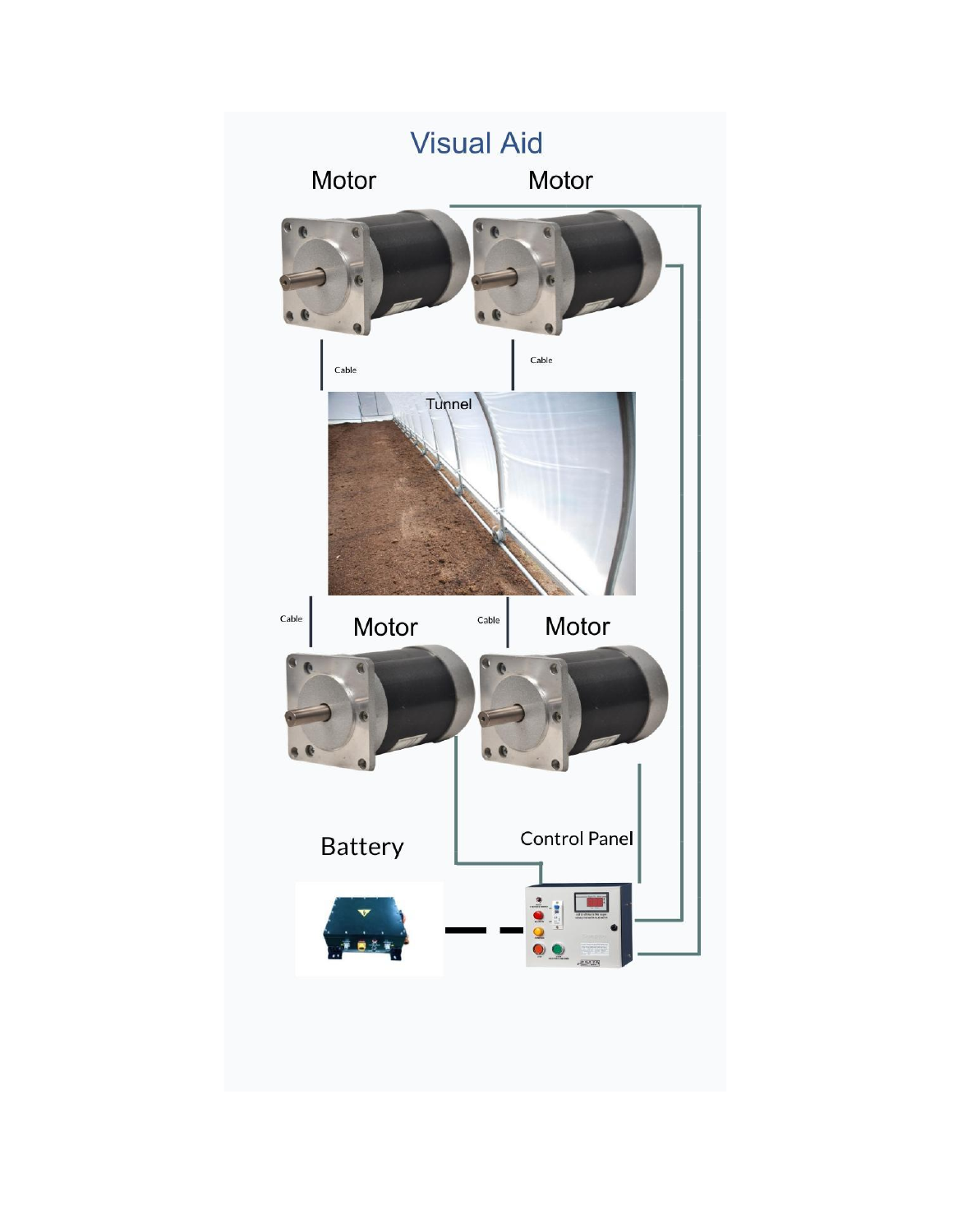# Visual Aid

Motor

Motor

Cable

Cable

Tunnel

Cable

Motor

Cable

Motor

Battery

Control Panel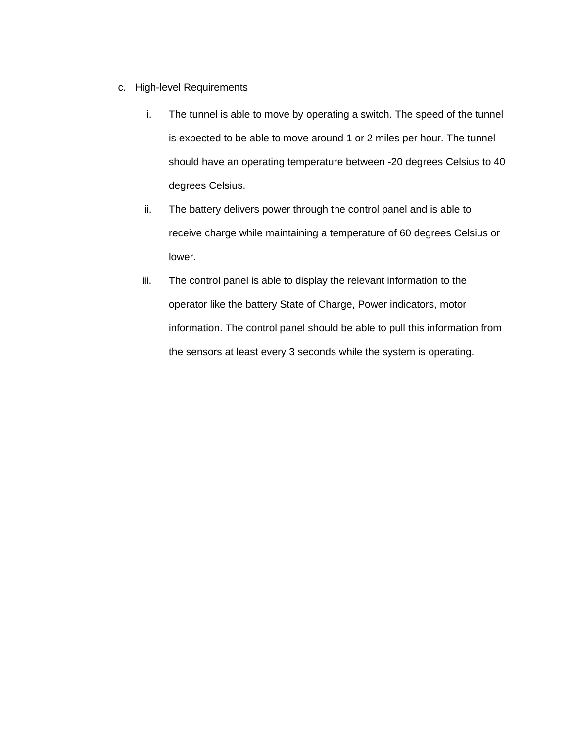c. High-level Requirements

i. The tunnel is able to move by operating a switch. The speed of the tunnel is expected to be able to move around 1 or 2 miles per hour. The tunnel should have an operating temperature between -20 degrees Celsius to 40 degrees Celsius.

ii. The battery delivers power through the control panel and is able to receive charge while maintaining a temperature of 60 degrees Celsius or lower.

iii. The control panel is able to display the relevant information to the operator like the battery State of Charge, Power indicators, motor information. The control panel should be able to pull this information from the sensors at least every 3 seconds while the system is operating.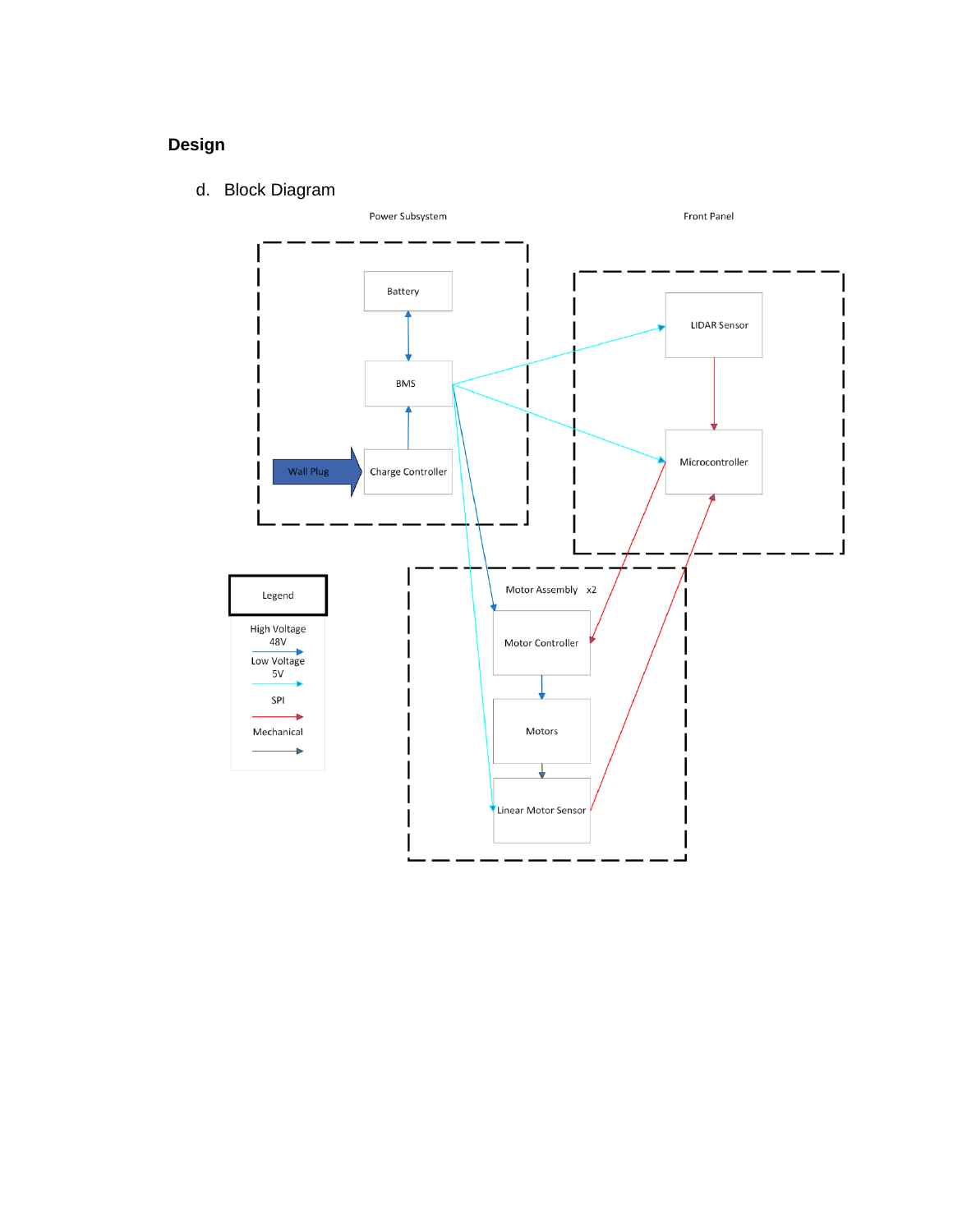## Design

### d. Block Diagram

Power Subsystem

Front Panel

Battery

BMS

Wall Plug

Charge Controller

LIDAR Sensor

Microcontroller

Legend

High Voltage 48V

Low Voltage 5V

SPI

Mechanical

Motor Assembly x2

Motor Controller

Motors

Linear Motor Sensor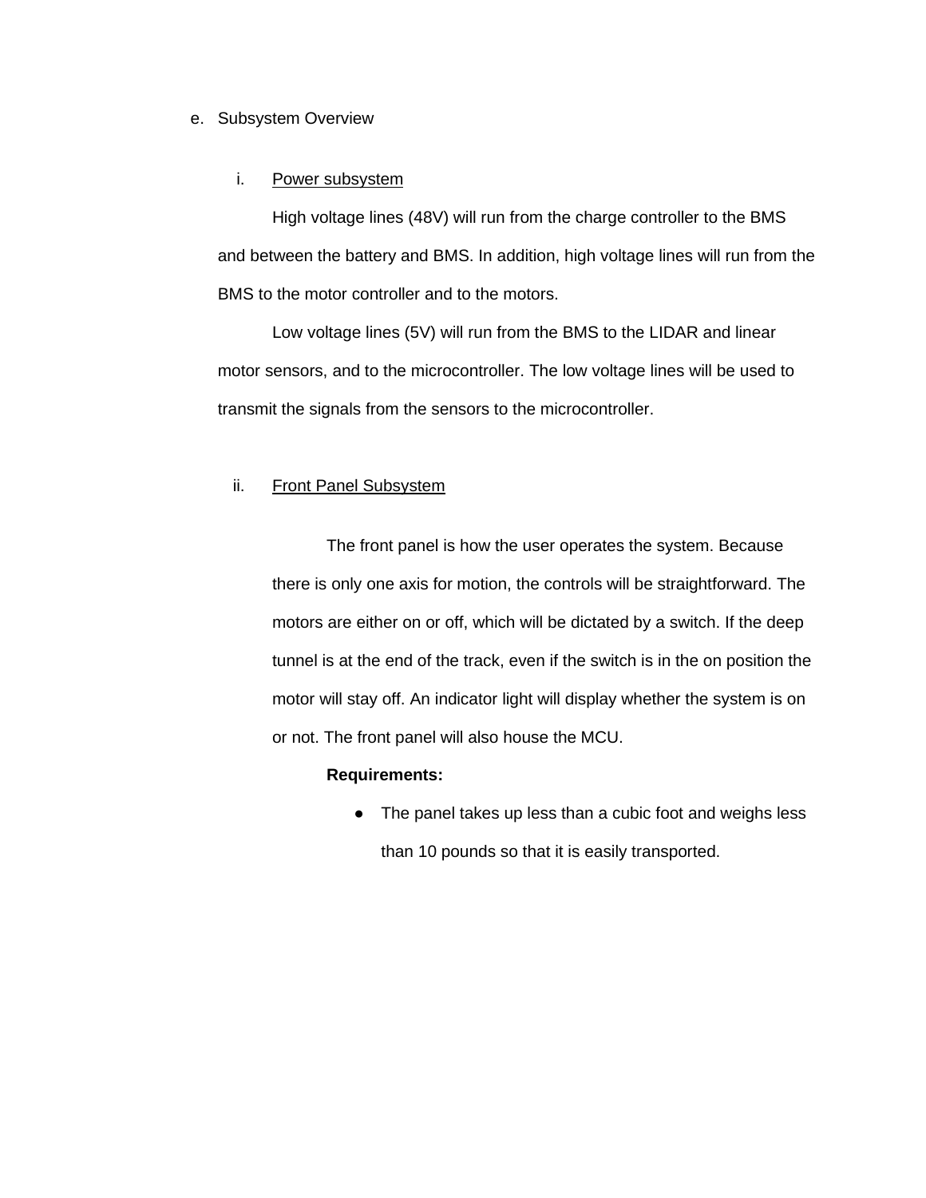e. Subsystem Overview

i. <u>Power subsystem</u>

High voltage lines (48V) will run from the charge controller to the BMS and between the battery and BMS. In addition, high voltage lines will run from the BMS to the motor controller and to the motors.

Low voltage lines (5V) will run from the BMS to the LIDAR and linear motor sensors, and to the microcontroller. The low voltage lines will be used to transmit the signals from the sensors to the microcontroller.

ii. <u>Front Panel Subsystem</u>

The front panel is how the user operates the system. Because there is only one axis for motion, the controls will be straightforward. The motors are either on or off, which will be dictated by a switch. If the deep tunnel is at the end of the track, even if the switch is in the on position the motor will stay off. An indicator light will display whether the system is on or not. The front panel will also house the MCU.

**Requirements:**

- The panel takes up less than a cubic foot and weighs less than 10 pounds so that it is easily transported.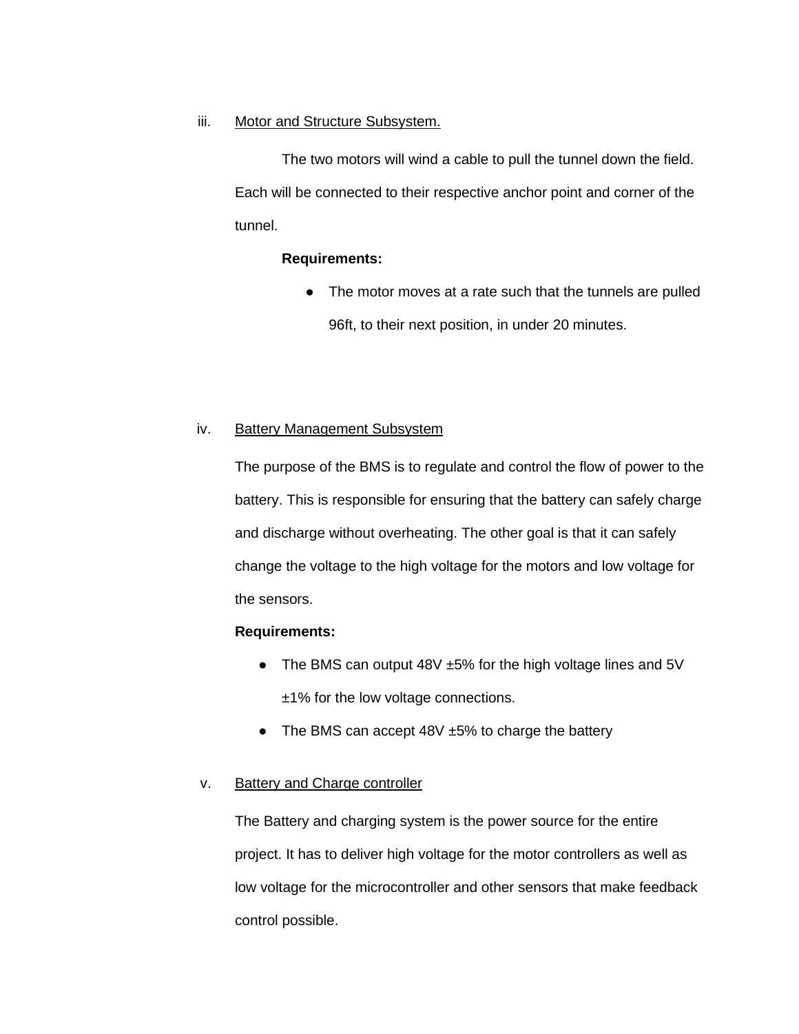iii. Motor and Structure Subsystem.

The two motors will wind a cable to pull the tunnel down the field. Each will be connected to their respective anchor point and corner of the tunnel.

**Requirements:**

- The motor moves at a rate such that the tunnels are pulled 96ft, to their next position, in under 20 minutes.

iv. Battery Management Subsystem

The purpose of the BMS is to regulate and control the flow of power to the battery. This is responsible for ensuring that the battery can safely charge and discharge without overheating. The other goal is that it can safely change the voltage to the high voltage for the motors and low voltage for the sensors.

**Requirements:**

- The BMS can output 48V ±5% for the high voltage lines and 5V ±1% for the low voltage connections.
- The BMS can accept 48V ±5% to charge the battery

v. Battery and Charge controller

The Battery and charging system is the power source for the entire project. It has to deliver high voltage for the motor controllers as well as low voltage for the microcontroller and other sensors that make feedback control possible.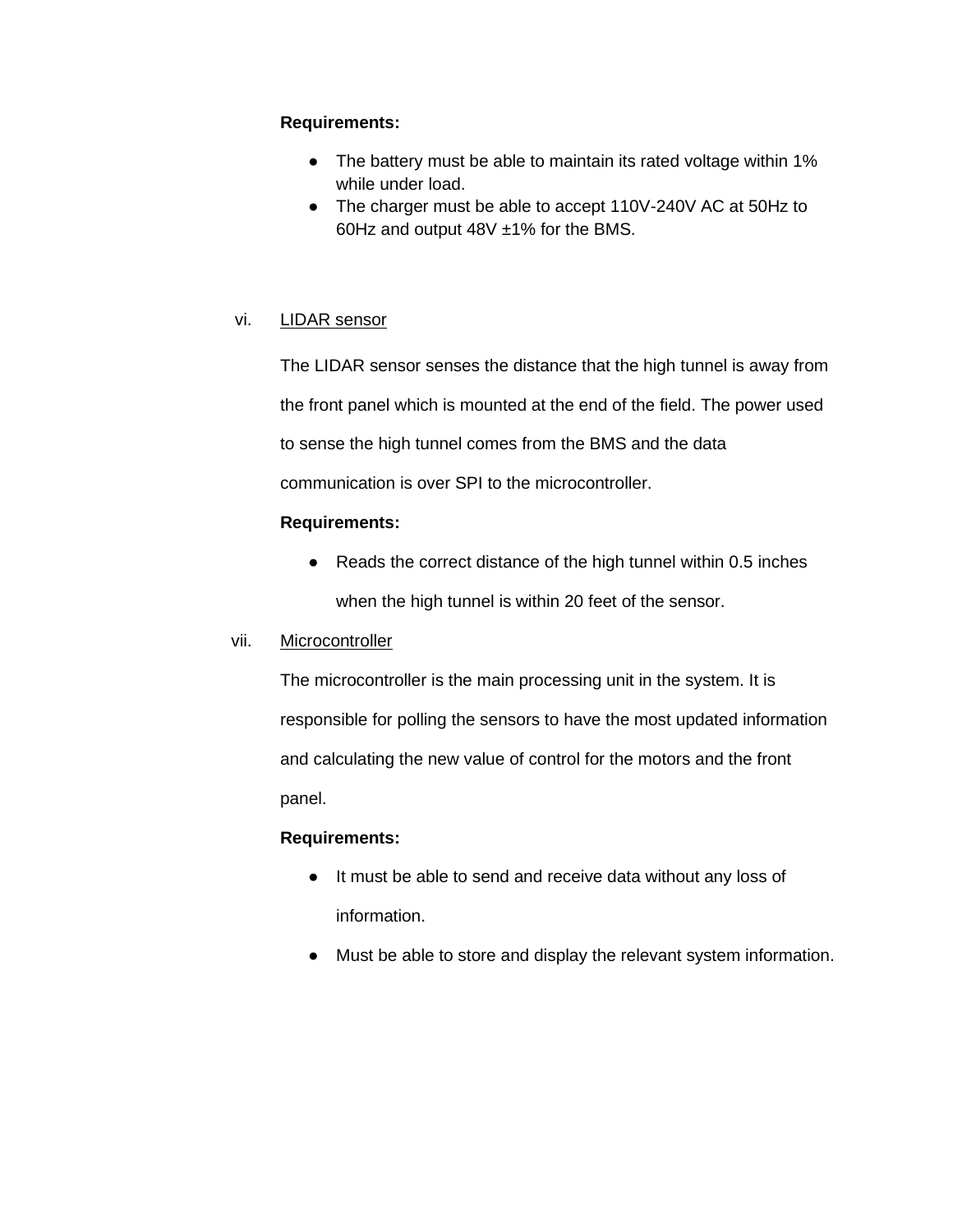**Requirements:**

- The battery must be able to maintain its rated voltage within 1% while under load.
- The charger must be able to accept 110V-240V AC at 50Hz to 60Hz and output 48V ±1% for the BMS.

vi. <u>LIDAR sensor</u>

The LIDAR sensor senses the distance that the high tunnel is away from the front panel which is mounted at the end of the field. The power used to sense the high tunnel comes from the BMS and the data communication is over SPI to the microcontroller.

**Requirements:**

- Reads the correct distance of the high tunnel within 0.5 inches when the high tunnel is within 20 feet of the sensor.

vii. <u>Microcontroller</u>

The microcontroller is the main processing unit in the system. It is responsible for polling the sensors to have the most updated information and calculating the new value of control for the motors and the front panel.

**Requirements:**

- It must be able to send and receive data without any loss of information.
- Must be able to store and display the relevant system information.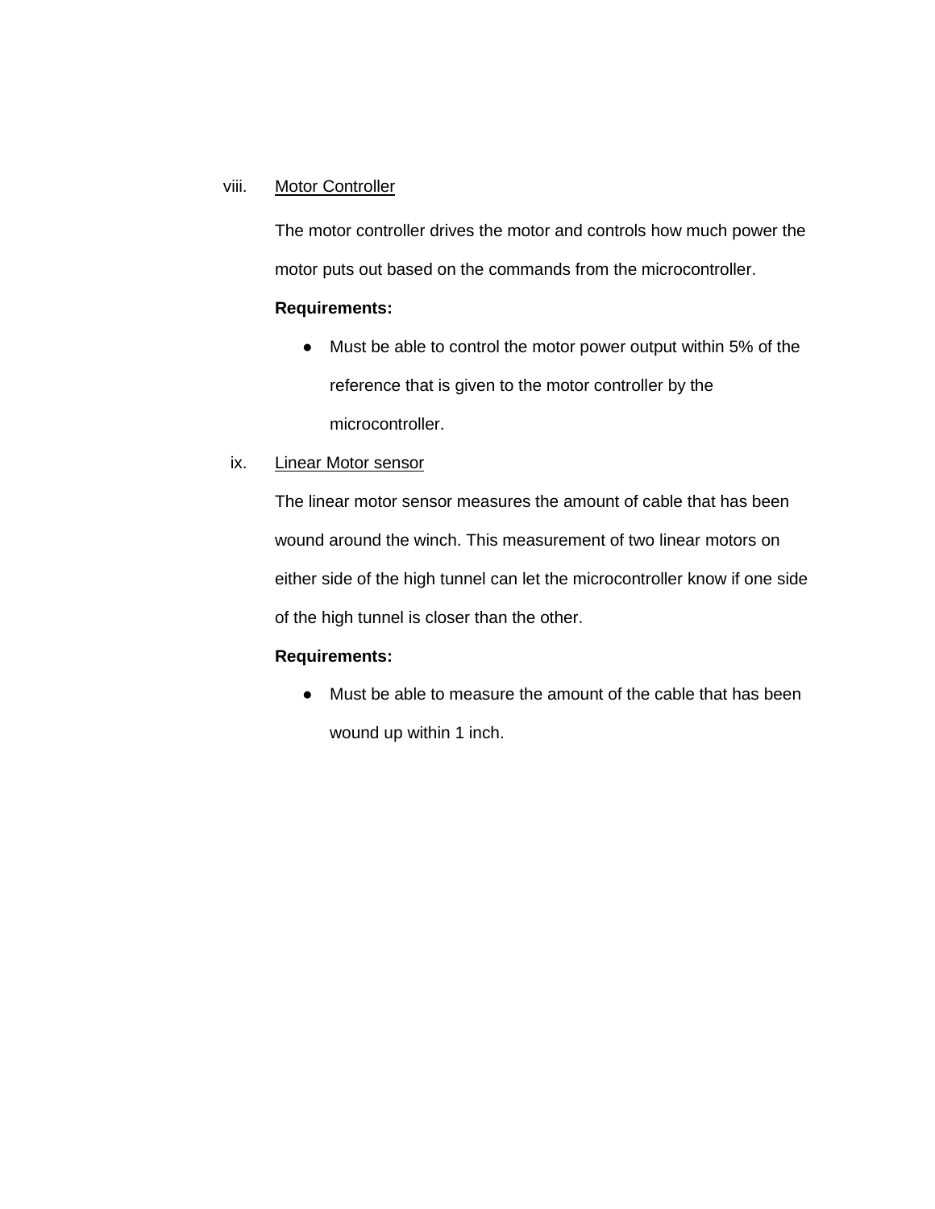viii. Motor Controller

The motor controller drives the motor and controls how much power the motor puts out based on the commands from the microcontroller.

**Requirements:**

- Must be able to control the motor power output within 5% of the reference that is given to the motor controller by the microcontroller.

ix. Linear Motor sensor

The linear motor sensor measures the amount of cable that has been wound around the winch. This measurement of two linear motors on either side of the high tunnel can let the microcontroller know if one side of the high tunnel is closer than the other.

**Requirements:**

- Must be able to measure the amount of the cable that has been wound up within 1 inch.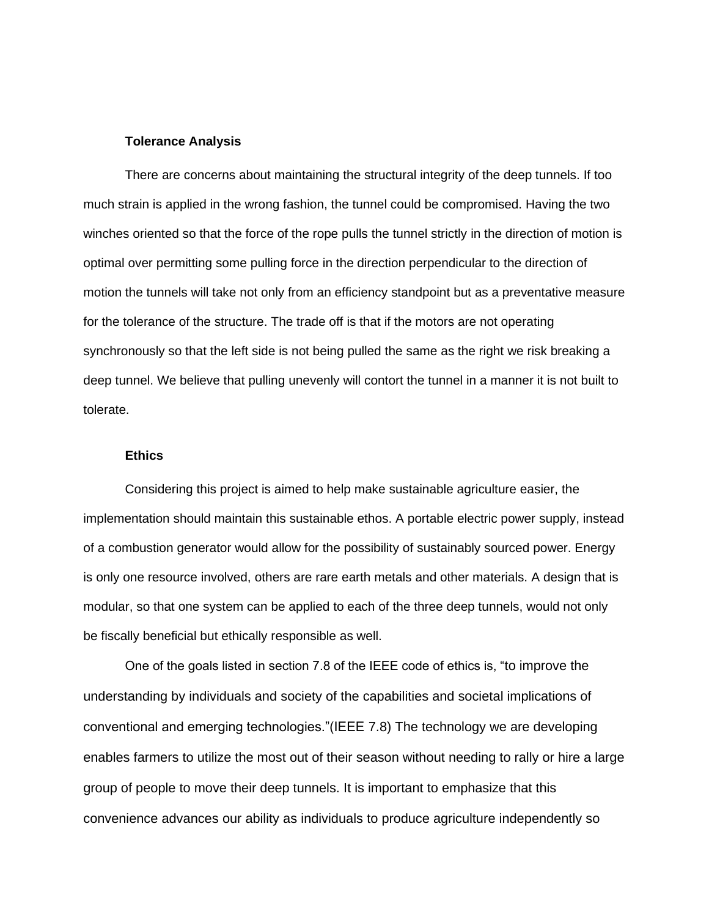### Tolerance Analysis

There are concerns about maintaining the structural integrity of the deep tunnels. If too much strain is applied in the wrong fashion, the tunnel could be compromised. Having the two winches oriented so that the force of the rope pulls the tunnel strictly in the direction of motion is optimal over permitting some pulling force in the direction perpendicular to the direction of motion the tunnels will take not only from an efficiency standpoint but as a preventative measure for the tolerance of the structure. The trade off is that if the motors are not operating synchronously so that the left side is not being pulled the same as the right we risk breaking a deep tunnel. We believe that pulling unevenly will contort the tunnel in a manner it is not built to tolerate.

### Ethics

Considering this project is aimed to help make sustainable agriculture easier, the implementation should maintain this sustainable ethos. A portable electric power supply, instead of a combustion generator would allow for the possibility of sustainably sourced power. Energy is only one resource involved, others are rare earth metals and other materials. A design that is modular, so that one system can be applied to each of the three deep tunnels, would not only be fiscally beneficial but ethically responsible as well.

One of the goals listed in section 7.8 of the IEEE code of ethics is, "to improve the understanding by individuals and society of the capabilities and societal implications of conventional and emerging technologies."(IEEE 7.8) The technology we are developing enables farmers to utilize the most out of their season without needing to rally or hire a large group of people to move their deep tunnels. It is important to emphasize that this convenience advances our ability as individuals to produce agriculture independently so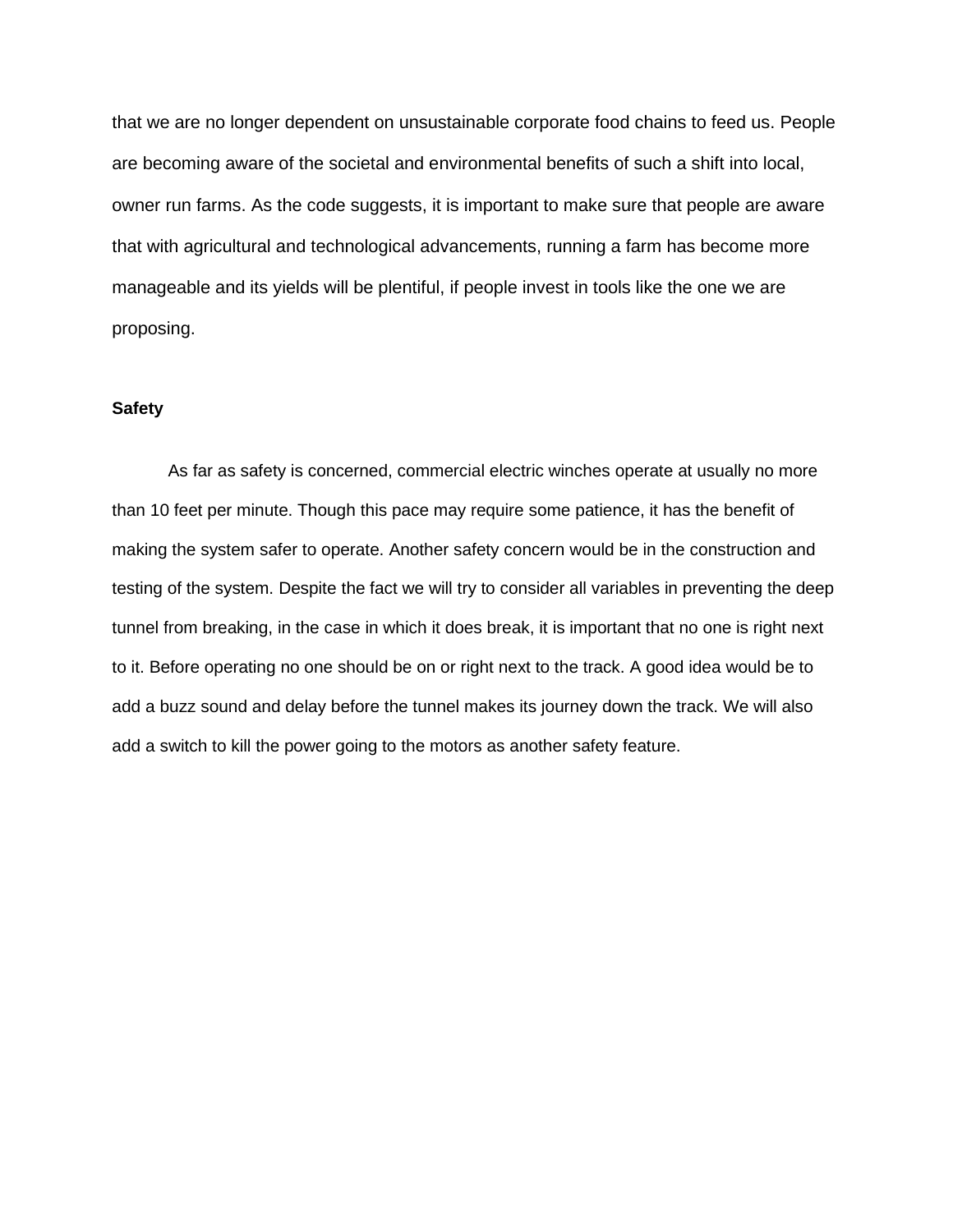that we are no longer dependent on unsustainable corporate food chains to feed us. People are becoming aware of the societal and environmental benefits of such a shift into local, owner run farms. As the code suggests, it is important to make sure that people are aware that with agricultural and technological advancements, running a farm has become more manageable and its yields will be plentiful, if people invest in tools like the one we are proposing.

**Safety**

As far as safety is concerned, commercial electric winches operate at usually no more than 10 feet per minute. Though this pace may require some patience, it has the benefit of making the system safer to operate. Another safety concern would be in the construction and testing of the system. Despite the fact we will try to consider all variables in preventing the deep tunnel from breaking, in the case in which it does break, it is important that no one is right next to it. Before operating no one should be on or right next to the track. A good idea would be to add a buzz sound and delay before the tunnel makes its journey down the track. We will also add a switch to kill the power going to the motors as another safety feature.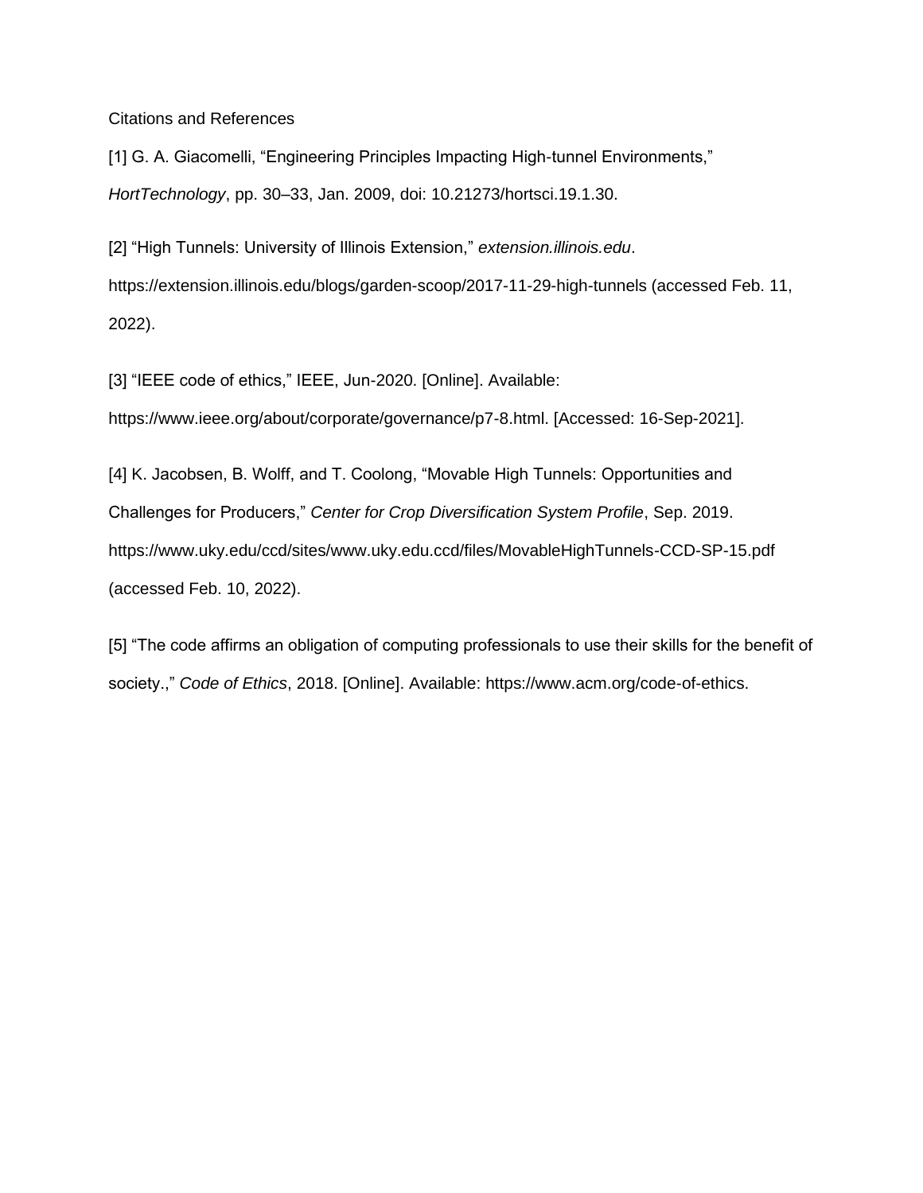Citations and References

[1] G. A. Giacomelli, “Engineering Principles Impacting High-tunnel Environments,” *HortTechnology*, pp. 30–33, Jan. 2009, doi: 10.21273/hortsci.19.1.30.

[2] “High Tunnels: University of Illinois Extension,” *extension.illinois.edu*. https://extension.illinois.edu/blogs/garden-scoop/2017-11-29-high-tunnels (accessed Feb. 11, 2022).

[3] “IEEE code of ethics,” IEEE, Jun-2020. [Online]. Available: https://www.ieee.org/about/corporate/governance/p7-8.html. [Accessed: 16-Sep-2021].

[4] K. Jacobsen, B. Wolff, and T. Coolong, “Movable High Tunnels: Opportunities and Challenges for Producers,” *Center for Crop Diversification System Profile*, Sep. 2019. https://www.uky.edu/ccd/sites/www.uky.edu.ccd/files/MovableHighTunnels-CCD-SP-15.pdf (accessed Feb. 10, 2022).

[5] “The code affirms an obligation of computing professionals to use their skills for the benefit of society.,” *Code of Ethics*, 2018. [Online]. Available: https://www.acm.org/code-of-ethics.